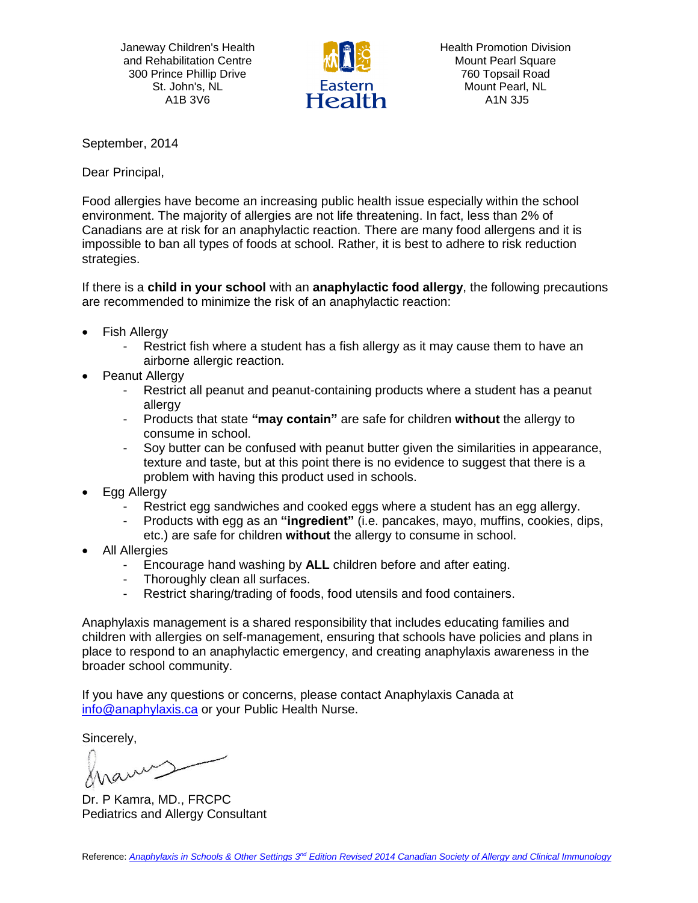Janeway Children's Health
and Rehabilitation Centre
300 Prince Phillip Drive
St. John's, NL
A1B 3V6

Eastern Health

Health Promotion Division
Mount Pearl Square
760 Topsail Road
Mount Pearl, NL
A1N 3J5

September, 2014

Dear Principal,

Food allergies have become an increasing public health issue especially within the school environment. The majority of allergies are not life threatening. In fact, less than 2% of Canadians are at risk for an anaphylactic reaction. There are many food allergens and it is impossible to ban all types of foods at school. Rather, it is best to adhere to risk reduction strategies.

If there is a **child in your school** with an **anaphylactic food allergy**, the following precautions are recommended to minimize the risk of an anaphylactic reaction:

- Fish Allergy
  - Restrict fish where a student has a fish allergy as it may cause them to have an airborne allergic reaction.
- Peanut Allergy
  - Restrict all peanut and peanut-containing products where a student has a peanut allergy
  - Products that state **"may contain"** are safe for children **without** the allergy to consume in school.
  - Soy butter can be confused with peanut butter given the similarities in appearance, texture and taste, but at this point there is no evidence to suggest that there is a problem with having this product used in schools.
- Egg Allergy
  - Restrict egg sandwiches and cooked eggs where a student has an egg allergy.
  - Products with egg as an **"ingredient"** (i.e. pancakes, mayo, muffins, cookies, dips, etc.) are safe for children **without** the allergy to consume in school.
- All Allergies
  - Encourage hand washing by **ALL** children before and after eating.
  - Thoroughly clean all surfaces.
  - Restrict sharing/trading of foods, food utensils and food containers.

Anaphylaxis management is a shared responsibility that includes educating families and children with allergies on self-management, ensuring that schools have policies and plans in place to respond to an anaphylactic emergency, and creating anaphylaxis awareness in the broader school community.

If you have any questions or concerns, please contact Anaphylaxis Canada at info@anaphylaxis.ca or your Public Health Nurse.

Sincerely,

Dr. P Kamra, MD., FRCPC
Pediatrics and Allergy Consultant

Reference: *Anaphylaxis in Schools & Other Settings 3rd Edition Revised 2014 Canadian Society of Allergy and Clinical Immunology*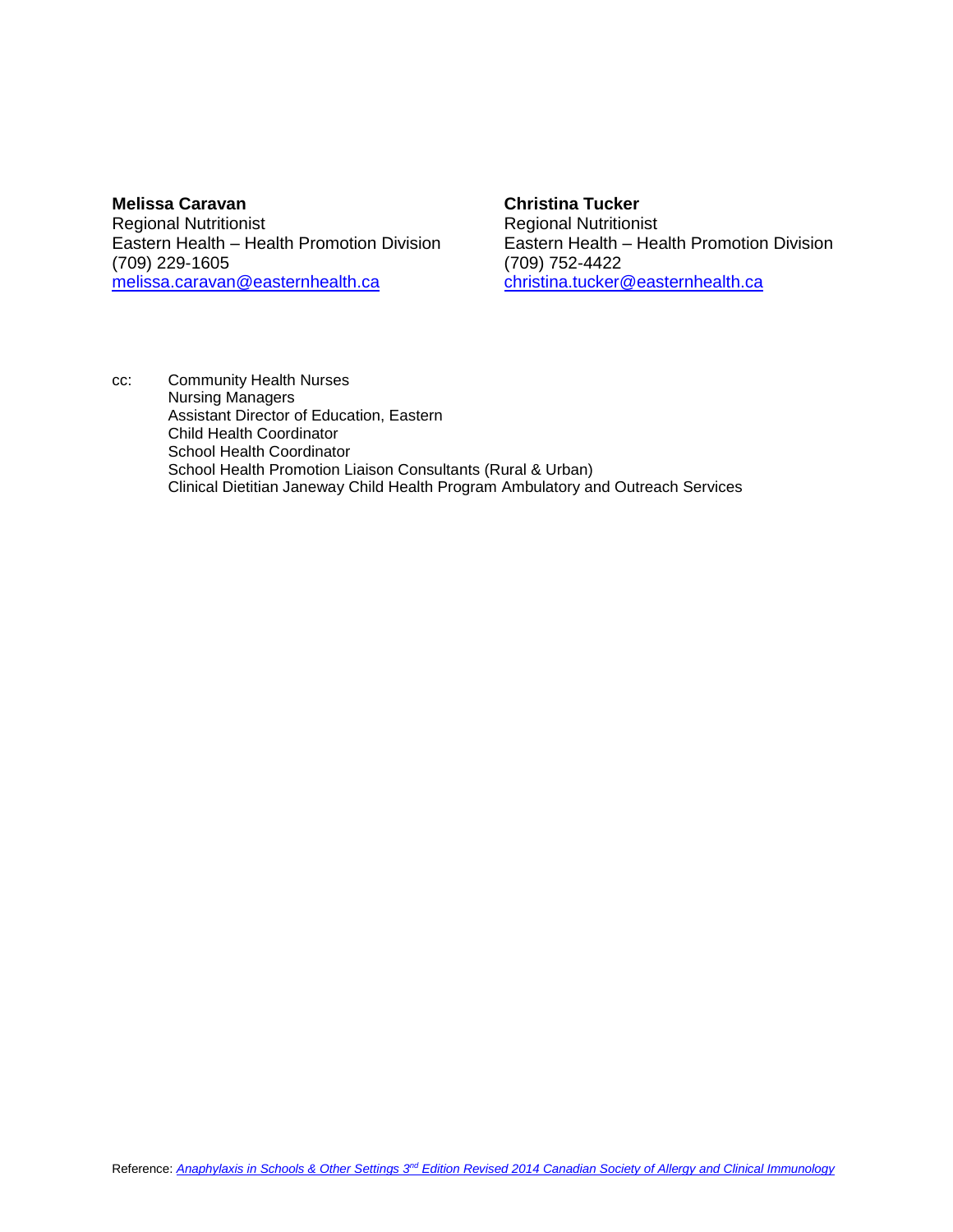**Melissa Caravan**
Regional Nutritionist
Eastern Health – Health Promotion Division
(709) 229-1605
melissa.caravan@easternhealth.ca

**Christina Tucker**
Regional Nutritionist
Eastern Health – Health Promotion Division
(709) 752-4422
christina.tucker@easternhealth.ca

cc: Community Health Nurses
Nursing Managers
Assistant Director of Education, Eastern
Child Health Coordinator
School Health Coordinator
School Health Promotion Liaison Consultants (Rural & Urban)
Clinical Dietitian Janeway Child Health Program Ambulatory and Outreach Services

Reference: *Anaphylaxis in Schools & Other Settings 3rd Edition Revised 2014 Canadian Society of Allergy and Clinical Immunology*